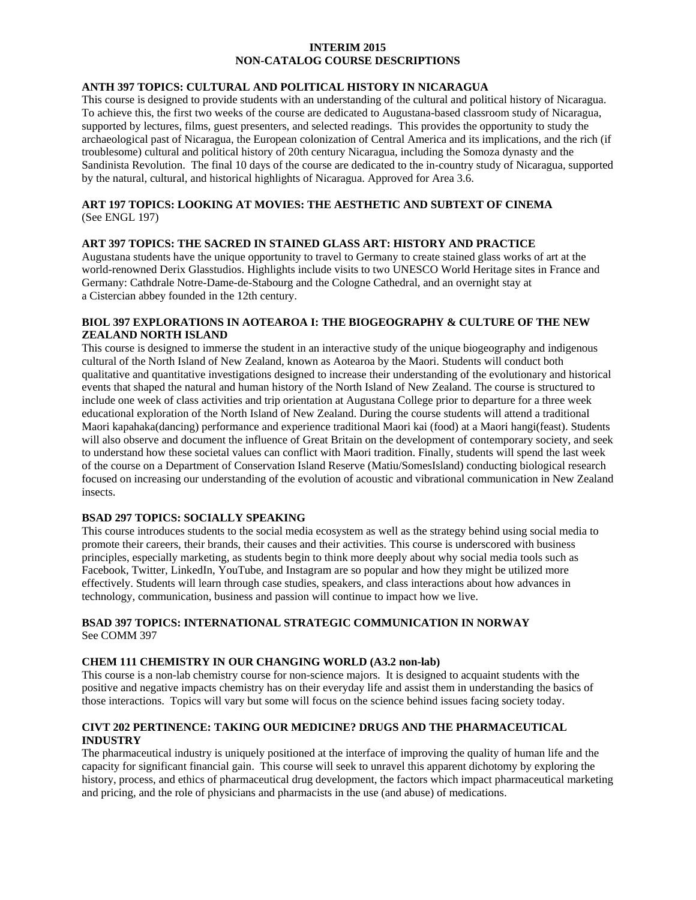# INTERIM 2015
# NON-CATALOG COURSE DESCRIPTIONS

### ANTH 397 TOPICS: CULTURAL AND POLITICAL HISTORY IN NICARAGUA

This course is designed to provide students with an understanding of the cultural and political history of Nicaragua. To achieve this, the first two weeks of the course are dedicated to Augustana-based classroom study of Nicaragua, supported by lectures, films, guest presenters, and selected readings. This provides the opportunity to study the archaeological past of Nicaragua, the European colonization of Central America and its implications, and the rich (if troublesome) cultural and political history of 20th century Nicaragua, including the Somoza dynasty and the Sandinista Revolution. The final 10 days of the course are dedicated to the in-country study of Nicaragua, supported by the natural, cultural, and historical highlights of Nicaragua. Approved for Area 3.6.

### ART 197 TOPICS: LOOKING AT MOVIES: THE AESTHETIC AND SUBTEXT OF CINEMA

(See ENGL 197)

### ART 397 TOPICS: THE SACRED IN STAINED GLASS ART: HISTORY AND PRACTICE

Augustana students have the unique opportunity to travel to Germany to create stained glass works of art at the world-renowned Derix Glasstudios. Highlights include visits to two UNESCO World Heritage sites in France and Germany: Cathdrale Notre-Dame-de-Stabourg and the Cologne Cathedral, and an overnight stay at a Cistercian abbey founded in the 12th century.

### BIOL 397 EXPLORATIONS IN AOTEAROA I: THE BIOGEOGRAPHY & CULTURE OF THE NEW ZEALAND NORTH ISLAND

This course is designed to immerse the student in an interactive study of the unique biogeography and indigenous cultural of the North Island of New Zealand, known as Aotearoa by the Maori. Students will conduct both qualitative and quantitative investigations designed to increase their understanding of the evolutionary and historical events that shaped the natural and human history of the North Island of New Zealand. The course is structured to include one week of class activities and trip orientation at Augustana College prior to departure for a three week educational exploration of the North Island of New Zealand. During the course students will attend a traditional Maori kapahaka(dancing) performance and experience traditional Maori kai (food) at a Maori hangi(feast). Students will also observe and document the influence of Great Britain on the development of contemporary society, and seek to understand how these societal values can conflict with Maori tradition. Finally, students will spend the last week of the course on a Department of Conservation Island Reserve (Matiu/SomesIsland) conducting biological research focused on increasing our understanding of the evolution of acoustic and vibrational communication in New Zealand insects.

### BSAD 297 TOPICS: SOCIALLY SPEAKING

This course introduces students to the social media ecosystem as well as the strategy behind using social media to promote their careers, their brands, their causes and their activities. This course is underscored with business principles, especially marketing, as students begin to think more deeply about why social media tools such as Facebook, Twitter, LinkedIn, YouTube, and Instagram are so popular and how they might be utilized more effectively. Students will learn through case studies, speakers, and class interactions about how advances in technology, communication, business and passion will continue to impact how we live.

### BSAD 397 TOPICS: INTERNATIONAL STRATEGIC COMMUNICATION IN NORWAY

See COMM 397

### CHEM 111 CHEMISTRY IN OUR CHANGING WORLD (A3.2 non-lab)

This course is a non-lab chemistry course for non-science majors. It is designed to acquaint students with the positive and negative impacts chemistry has on their everyday life and assist them in understanding the basics of those interactions. Topics will vary but some will focus on the science behind issues facing society today.

### CIVT 202 PERTINENCE: TAKING OUR MEDICINE? DRUGS AND THE PHARMACEUTICAL INDUSTRY

The pharmaceutical industry is uniquely positioned at the interface of improving the quality of human life and the capacity for significant financial gain. This course will seek to unravel this apparent dichotomy by exploring the history, process, and ethics of pharmaceutical drug development, the factors which impact pharmaceutical marketing and pricing, and the role of physicians and pharmacists in the use (and abuse) of medications.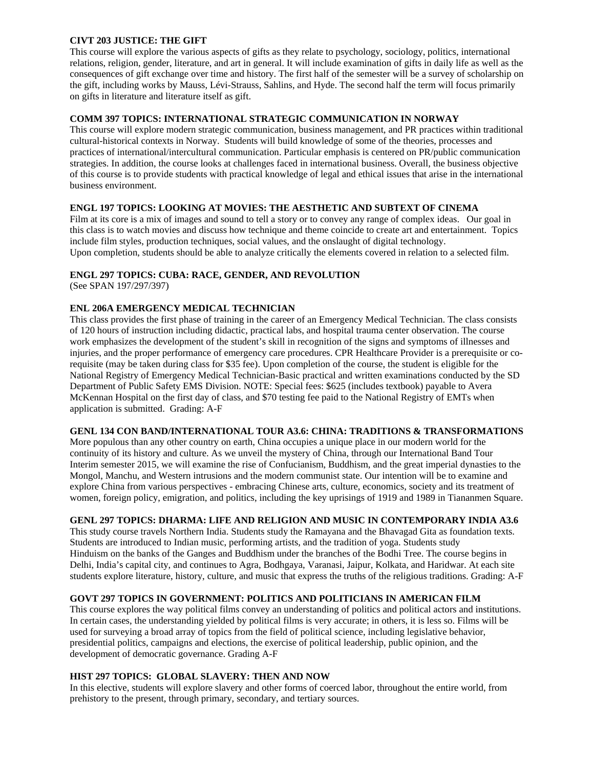**CIVT 203 JUSTICE: THE GIFT**
This course will explore the various aspects of gifts as they relate to psychology, sociology, politics, international relations, religion, gender, literature, and art in general. It will include examination of gifts in daily life as well as the consequences of gift exchange over time and history. The first half of the semester will be a survey of scholarship on the gift, including works by Mauss, Lévi-Strauss, Sahlins, and Hyde. The second half the term will focus primarily on gifts in literature and literature itself as gift.

**COMM 397 TOPICS: INTERNATIONAL STRATEGIC COMMUNICATION IN NORWAY**
This course will explore modern strategic communication, business management, and PR practices within traditional cultural-historical contexts in Norway. Students will build knowledge of some of the theories, processes and practices of international/intercultural communication. Particular emphasis is centered on PR/public communication strategies. In addition, the course looks at challenges faced in international business. Overall, the business objective of this course is to provide students with practical knowledge of legal and ethical issues that arise in the international business environment.

**ENGL 197 TOPICS: LOOKING AT MOVIES: THE AESTHETIC AND SUBTEXT OF CINEMA**
Film at its core is a mix of images and sound to tell a story or to convey any range of complex ideas. Our goal in this class is to watch movies and discuss how technique and theme coincide to create art and entertainment. Topics include film styles, production techniques, social values, and the onslaught of digital technology.
Upon completion, students should be able to analyze critically the elements covered in relation to a selected film.

**ENGL 297 TOPICS: CUBA: RACE, GENDER, AND REVOLUTION**
(See SPAN 197/297/397)

**ENL 206A EMERGENCY MEDICAL TECHNICIAN**
This class provides the first phase of training in the career of an Emergency Medical Technician. The class consists of 120 hours of instruction including didactic, practical labs, and hospital trauma center observation. The course work emphasizes the development of the student's skill in recognition of the signs and symptoms of illnesses and injuries, and the proper performance of emergency care procedures. CPR Healthcare Provider is a prerequisite or co-requisite (may be taken during class for $35 fee). Upon completion of the course, the student is eligible for the National Registry of Emergency Medical Technician-Basic practical and written examinations conducted by the SD Department of Public Safety EMS Division. NOTE: Special fees: $625 (includes textbook) payable to Avera McKennan Hospital on the first day of class, and $70 testing fee paid to the National Registry of EMTs when application is submitted. Grading: A-F

**GENL 134 CON BAND/INTERNATIONAL TOUR A3.6: CHINA: TRADITIONS & TRANSFORMATIONS**
More populous than any other country on earth, China occupies a unique place in our modern world for the continuity of its history and culture. As we unveil the mystery of China, through our International Band Tour Interim semester 2015, we will examine the rise of Confucianism, Buddhism, and the great imperial dynasties to the Mongol, Manchu, and Western intrusions and the modern communist state. Our intention will be to examine and explore China from various perspectives - embracing Chinese arts, culture, economics, society and its treatment of women, foreign policy, emigration, and politics, including the key uprisings of 1919 and 1989 in Tiananmen Square.

**GENL 297 TOPICS: DHARMA: LIFE AND RELIGION AND MUSIC IN CONTEMPORARY INDIA A3.6**
This study course travels Northern India. Students study the Ramayana and the Bhavagad Gita as foundation texts. Students are introduced to Indian music, performing artists, and the tradition of yoga. Students study Hinduism on the banks of the Ganges and Buddhism under the branches of the Bodhi Tree. The course begins in Delhi, India's capital city, and continues to Agra, Bodhgaya, Varanasi, Jaipur, Kolkata, and Haridwar. At each site students explore literature, history, culture, and music that express the truths of the religious traditions. Grading: A-F

**GOVT 297 TOPICS IN GOVERNMENT: POLITICS AND POLITICIANS IN AMERICAN FILM**
This course explores the way political films convey an understanding of politics and political actors and institutions. In certain cases, the understanding yielded by political films is very accurate; in others, it is less so. Films will be used for surveying a broad array of topics from the field of political science, including legislative behavior, presidential politics, campaigns and elections, the exercise of political leadership, public opinion, and the development of democratic governance. Grading A-F

**HIST 297 TOPICS: GLOBAL SLAVERY: THEN AND NOW**
In this elective, students will explore slavery and other forms of coerced labor, throughout the entire world, from prehistory to the present, through primary, secondary, and tertiary sources.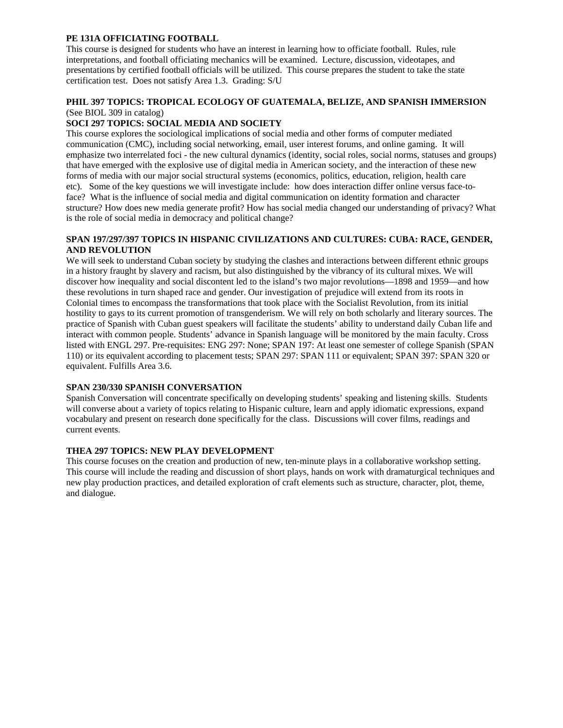**PE 131A OFFICIATING FOOTBALL**
This course is designed for students who have an interest in learning how to officiate football. Rules, rule interpretations, and football officiating mechanics will be examined. Lecture, discussion, videotapes, and presentations by certified football officials will be utilized. This course prepares the student to take the state certification test. Does not satisfy Area 1.3. Grading: S/U

**PHIL 397 TOPICS: TROPICAL ECOLOGY OF GUATEMALA, BELIZE, AND SPANISH IMMERSION**
(See BIOL 309 in catalog)

**SOCI 297 TOPICS: SOCIAL MEDIA AND SOCIETY**
This course explores the sociological implications of social media and other forms of computer mediated communication (CMC), including social networking, email, user interest forums, and online gaming. It will emphasize two interrelated foci - the new cultural dynamics (identity, social roles, social norms, statuses and groups) that have emerged with the explosive use of digital media in American society, and the interaction of these new forms of media with our major social structural systems (economics, politics, education, religion, health care etc). Some of the key questions we will investigate include: how does interaction differ online versus face-to-face? What is the influence of social media and digital communication on identity formation and character structure? How does new media generate profit? How has social media changed our understanding of privacy? What is the role of social media in democracy and political change?

**SPAN 197/297/397 TOPICS IN HISPANIC CIVILIZATIONS AND CULTURES: CUBA: RACE, GENDER, AND REVOLUTION**
We will seek to understand Cuban society by studying the clashes and interactions between different ethnic groups in a history fraught by slavery and racism, but also distinguished by the vibrancy of its cultural mixes. We will discover how inequality and social discontent led to the island's two major revolutions—1898 and 1959—and how these revolutions in turn shaped race and gender. Our investigation of prejudice will extend from its roots in Colonial times to encompass the transformations that took place with the Socialist Revolution, from its initial hostility to gays to its current promotion of transgenderism. We will rely on both scholarly and literary sources. The practice of Spanish with Cuban guest speakers will facilitate the students' ability to understand daily Cuban life and interact with common people. Students' advance in Spanish language will be monitored by the main faculty. Cross listed with ENGL 297. Pre-requisites: ENG 297: None; SPAN 197: At least one semester of college Spanish (SPAN 110) or its equivalent according to placement tests; SPAN 297: SPAN 111 or equivalent; SPAN 397: SPAN 320 or equivalent. Fulfills Area 3.6.

**SPAN 230/330 SPANISH CONVERSATION**
Spanish Conversation will concentrate specifically on developing students' speaking and listening skills. Students will converse about a variety of topics relating to Hispanic culture, learn and apply idiomatic expressions, expand vocabulary and present on research done specifically for the class. Discussions will cover films, readings and current events.

**THEA 297 TOPICS: NEW PLAY DEVELOPMENT**
This course focuses on the creation and production of new, ten-minute plays in a collaborative workshop setting. This course will include the reading and discussion of short plays, hands on work with dramaturgical techniques and new play production practices, and detailed exploration of craft elements such as structure, character, plot, theme, and dialogue.